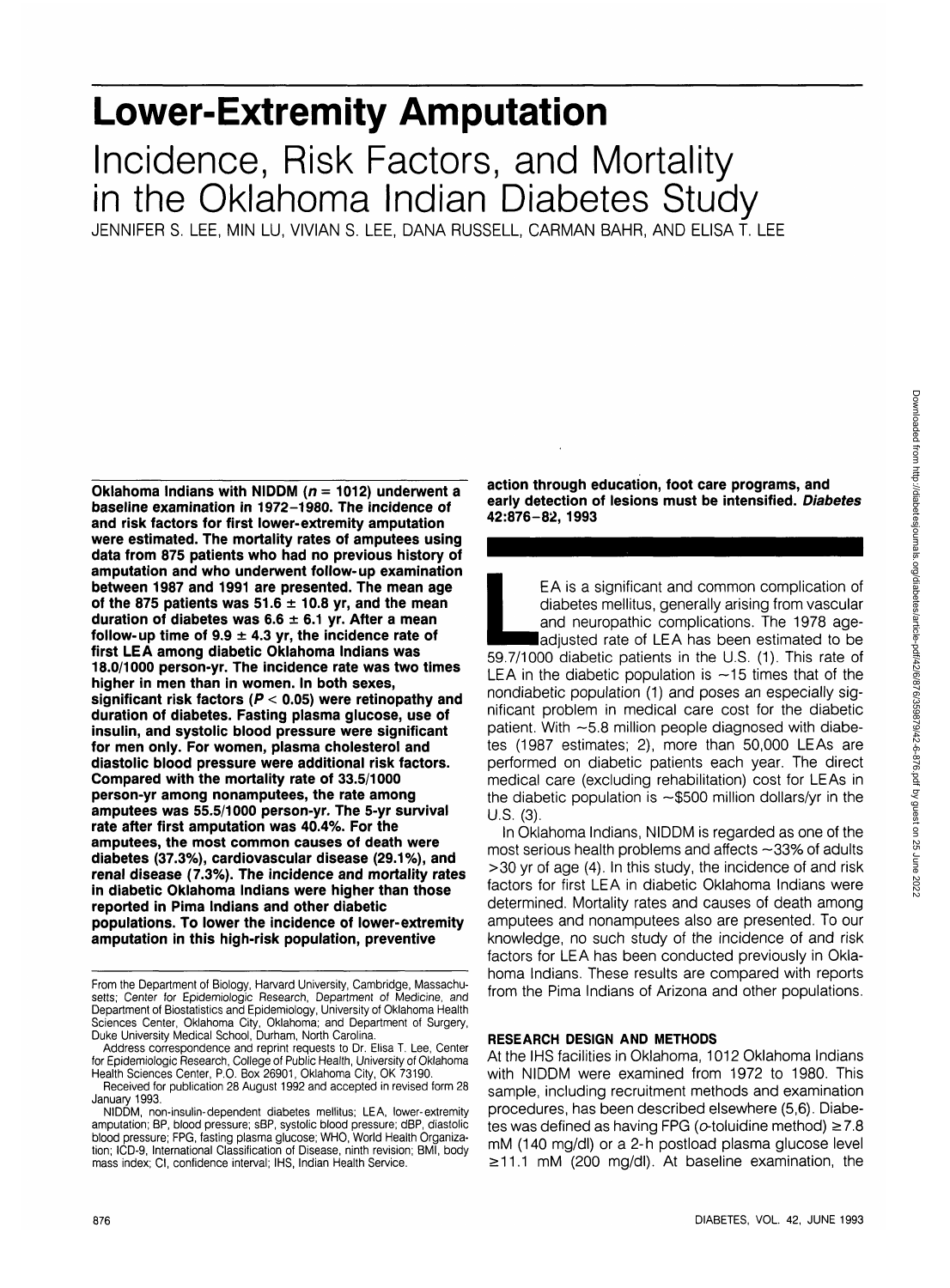# Lower-Extremity Amputation

## Incidence, Risk Factors, and Mortality in the Oklahoma Indian Diabetes Study

JENNIFER S. LEE, MIN LU, VIVIAN S. LEE, DANA RUSSELL, CARMAN BAHR, AND ELISA T. LEE

**Oklahoma Indians with NIDDM ($n = 1012$) underwent a baseline examination in 1972–1980. The incidence of and risk factors for first lower-extremity amputation were estimated. The mortality rates of amputees using data from 875 patients who had no previous history of amputation and who underwent follow-up examination between 1987 and 1991 are presented. The mean age of the 875 patients was $51.6 \pm 10.8$ yr, and the mean duration of diabetes was $6.6 \pm 6.1$ yr. After a mean follow-up time of $9.9 \pm 4.3$ yr, the incidence rate of first LEA among diabetic Oklahoma Indians was 18.0/1000 person-yr. The incidence rate was two times higher in men than in women. In both sexes, significant risk factors ($P < 0.05$) were retinopathy and duration of diabetes. Fasting plasma glucose, use of insulin, and systolic blood pressure were significant for men only. For women, plasma cholesterol and diastolic blood pressure were additional risk factors. Compared with the mortality rate of 33.5/1000 person-yr among nonamputees, the rate among amputees was 55.5/1000 person-yr. The 5-yr survival rate after first amputation was 40.4%. For the amputees, the most common causes of death were diabetes (37.3%), cardiovascular disease (29.1%), and renal disease (7.3%). The incidence and mortality rates in diabetic Oklahoma Indians were higher than those reported in Pima Indians and other diabetic populations. To lower the incidence of lower-extremity amputation in this high-risk population, preventive action through education, foot care programs, and early detection of lesions must be intensified. *Diabetes* 42:876–82, 1993**

From the Department of Biology, Harvard University, Cambridge, Massachusetts; Center for Epidemiologic Research, Department of Medicine, and Department of Biostatistics and Epidemiology, University of Oklahoma Health Sciences Center, Oklahoma City, Oklahoma; and Department of Surgery, Duke University Medical School, Durham, North Carolina.

Address correspondence and reprint requests to Dr. Elisa T. Lee, Center for Epidemiologic Research, College of Public Health, University of Oklahoma Health Sciences Center, P.O. Box 26901, Oklahoma City, OK 73190.

Received for publication 28 August 1992 and accepted in revised form 28 January 1993.

NIDDM, non-insulin-dependent diabetes mellitus; LEA, lower-extremity amputation; BP, blood pressure; sBP, systolic blood pressure; dBP, diastolic blood pressure; FPG, fasting plasma glucose; WHO, World Health Organization; ICD-9, International Classification of Disease, ninth revision; BMI, body mass index; CI, confidence interval; IHS, Indian Health Service.

LEA is a significant and common complication of diabetes mellitus, generally arising from vascular and neuropathic complications. The 1978 age-adjusted rate of LEA has been estimated to be 59.7/1000 diabetic patients in the U.S. (1). This rate of LEA in the diabetic population is ~15 times that of the nondiabetic population (1) and poses an especially significant problem in medical care cost for the diabetic patient. With ~5.8 million people diagnosed with diabetes (1987 estimates; 2), more than 50,000 LEAs are performed on diabetic patients each year. The direct medical care (excluding rehabilitation) cost for LEAs in the diabetic population is ~\$500 million dollars/yr in the U.S. (3).

In Oklahoma Indians, NIDDM is regarded as one of the most serious health problems and affects ~33% of adults >30 yr of age (4). In this study, the incidence of and risk factors for first LEA in diabetic Oklahoma Indians were determined. Mortality rates and causes of death among amputees and nonamputees also are presented. To our knowledge, no such study of the incidence of and risk factors for LEA has been conducted previously in Oklahoma Indians. These results are compared with reports from the Pima Indians of Arizona and other populations.

### RESEARCH DESIGN AND METHODS

At the IHS facilities in Oklahoma, 1012 Oklahoma Indians with NIDDM were examined from 1972 to 1980. This sample, including recruitment methods and examination procedures, has been described elsewhere (5,6). Diabetes was defined as having FPG (o-toluidine method) ≥7.8 mM (140 mg/dl) or a 2-h postload plasma glucose level ≥11.1 mM (200 mg/dl). At baseline examination, the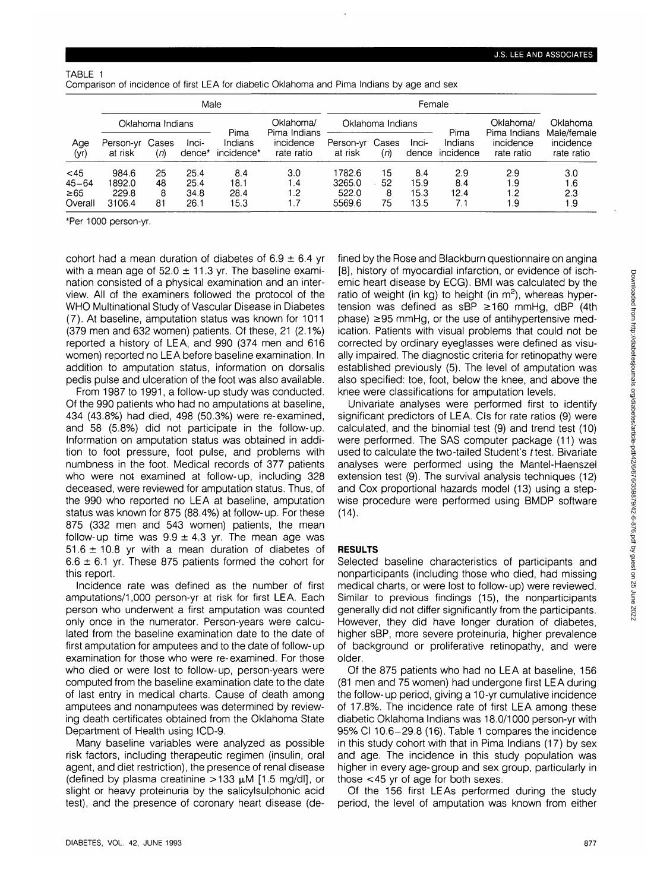TABLE 1
Comparison of incidence of first LEA for diabetic Oklahoma and Pima Indians by age and sex

| | Male | | | | | Female | | | | | |
|---|---|---|---|---|---|---|---|---|---|---|---|
| | Oklahoma Indians | | | Pima Indians incidence* | Oklahoma/ Pima Indians incidence rate ratio | Oklahoma Indians | | | Pima Indians incidence | Oklahoma/ Pima Indians incidence rate ratio | Oklahoma Male/female incidence rate ratio |
| Age (yr) | Person-yr at risk | Cases (*n*) | Incidence* | | | Person-yr at risk | Cases (*n*) | Incidence | | | |
| <45 | 984.6 | 25 | 25.4 | 8.4 | 3.0 | 1782.6 | 15 | 8.4 | 2.9 | 2.9 | 3.0 |
| 45–64 | 1892.0 | 48 | 25.4 | 18.1 | 1.4 | 3265.0 | 52 | 15.9 | 8.4 | 1.9 | 1.6 |
| ≥65 | 229.8 | 8 | 34.8 | 28.4 | 1.2 | 522.0 | 8 | 15.3 | 12.4 | 1.2 | 2.3 |
| Overall | 3106.4 | 81 | 26.1 | 15.3 | 1.7 | 5569.6 | 75 | 13.5 | 7.1 | 1.9 | 1.9 |

*Per 1000 person-yr.

cohort had a mean duration of diabetes of 6.9 ± 6.4 yr with a mean age of 52.0 ± 11.3 yr. The baseline examination consisted of a physical examination and an interview. All of the examiners followed the protocol of the WHO Multinational Study of Vascular Disease in Diabetes (7). At baseline, amputation status was known for 1011 (379 men and 632 women) patients. Of these, 21 (2.1%) reported a history of LEA, and 990 (374 men and 616 women) reported no LEA before baseline examination. In addition to amputation status, information on dorsalis pedis pulse and ulceration of the foot was also available.

From 1987 to 1991, a follow-up study was conducted. Of the 990 patients who had no amputations at baseline, 434 (43.8%) had died, 498 (50.3%) were re-examined, and 58 (5.8%) did not participate in the follow-up. Information on amputation status was obtained in addition to foot pressure, foot pulse, and problems with numbness in the foot. Medical records of 377 patients who were not examined at follow-up, including 328 deceased, were reviewed for amputation status. Thus, of the 990 who reported no LEA at baseline, amputation status was known for 875 (88.4%) at follow-up. For these 875 (332 men and 543 women) patients, the mean follow-up time was 9.9 ± 4.3 yr. The mean age was 51.6 ± 10.8 yr with a mean duration of diabetes of 6.6 ± 6.1 yr. These 875 patients formed the cohort for this report.

Incidence rate was defined as the number of first amputations/1,000 person-yr at risk for first LEA. Each person who underwent a first amputation was counted only once in the numerator. Person-years were calculated from the baseline examination date to the date of first amputation for amputees and to the date of follow-up examination for those who were re-examined. For those who died or were lost to follow-up, person-years were computed from the baseline examination date to the date of last entry in medical charts. Cause of death among amputees and nonamputees was determined by reviewing death certificates obtained from the Oklahoma State Department of Health using ICD-9.

Many baseline variables were analyzed as possible risk factors, including therapeutic regimen (insulin, oral agent, and diet restriction), the presence of renal disease (defined by plasma creatinine >133 μM [1.5 mg/dl], or slight or heavy proteinuria by the salicylsulphonic acid test), and the presence of coronary heart disease (defined by the Rose and Blackburn questionnaire on angina [8], history of myocardial infarction, or evidence of ischemic heart disease by ECG). BMI was calculated by the ratio of weight (in kg) to height (in $m^2$), whereas hypertension was defined as sBP ≥160 mmHg, dBP (4th phase) ≥95 mmHg, or the use of antihypertensive medication. Patients with visual problems that could not be corrected by ordinary eyeglasses were defined as visually impaired. The diagnostic criteria for retinopathy were established previously (5). The level of amputation was also specified: toe, foot, below the knee, and above the knee were classifications for amputation levels.

Univariate analyses were performed first to identify significant predictors of LEA. CIs for rate ratios (9) were calculated, and the binomial test (9) and trend test (10) were performed. The SAS computer package (11) was used to calculate the two-tailed Student's *t* test. Bivariate analyses were performed using the Mantel-Haenszel extension test (9). The survival analysis techniques (12) and Cox proportional hazards model (13) using a stepwise procedure were performed using BMDP software (14).

## RESULTS

Selected baseline characteristics of participants and nonparticipants (including those who died, had missing medical charts, or were lost to follow-up) were reviewed. Similar to previous findings (15), the nonparticipants generally did not differ significantly from the participants. However, they did have longer duration of diabetes, higher sBP, more severe proteinuria, higher prevalence of background or proliferative retinopathy, and were older.

Of the 875 patients who had no LEA at baseline, 156 (81 men and 75 women) had undergone first LEA during the follow-up period, giving a 10-yr cumulative incidence of 17.8%. The incidence rate of first LEA among these diabetic Oklahoma Indians was 18.0/1000 person-yr with 95% CI 10.6–29.8 (16). Table 1 compares the incidence in this study cohort with that in Pima Indians (17) by sex and age. The incidence in this study population was higher in every age-group and sex group, particularly in those <45 yr of age for both sexes.

Of the 156 first LEAs performed during the study period, the level of amputation was known from either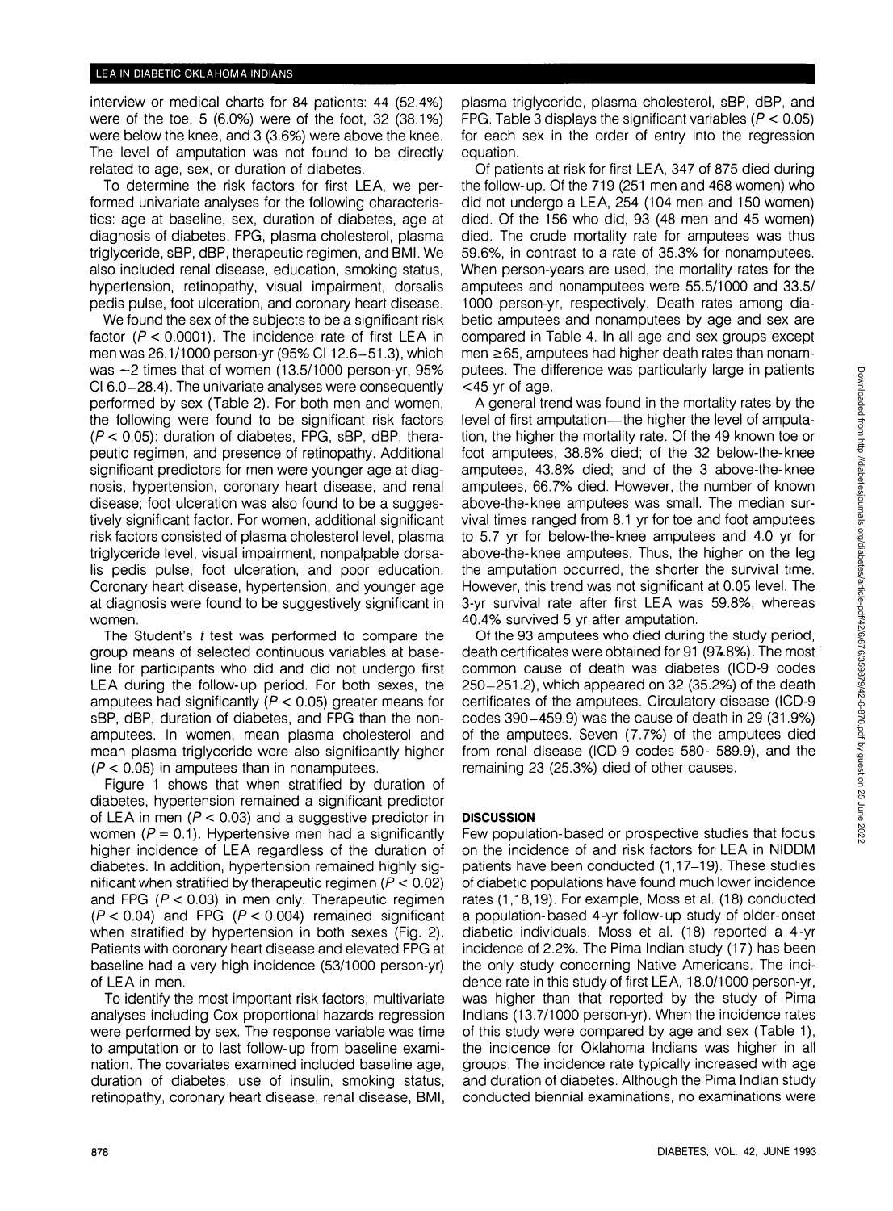interview or medical charts for 84 patients: 44 (52.4%) were of the toe, 5 (6.0%) were of the foot, 32 (38.1%) were below the knee, and 3 (3.6%) were above the knee. The level of amputation was not found to be directly related to age, sex, or duration of diabetes.

To determine the risk factors for first LEA, we performed univariate analyses for the following characteristics: age at baseline, sex, duration of diabetes, age at diagnosis of diabetes, FPG, plasma cholesterol, plasma triglyceride, sBP, dBP, therapeutic regimen, and BMI. We also included renal disease, education, smoking status, hypertension, retinopathy, visual impairment, dorsalis pedis pulse, foot ulceration, and coronary heart disease.

We found the sex of the subjects to be a significant risk factor ($P < 0.0001$). The incidence rate of first LEA in men was 26.1/1000 person-yr (95% CI 12.6–51.3), which was ~2 times that of women (13.5/1000 person-yr, 95% CI 6.0–28.4). The univariate analyses were consequently performed by sex (Table 2). For both men and women, the following were found to be significant risk factors ($P < 0.05$): duration of diabetes, FPG, sBP, dBP, therapeutic regimen, and presence of retinopathy. Additional significant predictors for men were younger age at diagnosis, hypertension, coronary heart disease, and renal disease; foot ulceration was also found to be a suggestively significant factor. For women, additional significant risk factors consisted of plasma cholesterol level, plasma triglyceride level, visual impairment, nonpalpable dorsalis pedis pulse, foot ulceration, and poor education. Coronary heart disease, hypertension, and younger age at diagnosis were found to be suggestively significant in women.

The Student's *t* test was performed to compare the group means of selected continuous variables at baseline for participants who did and did not undergo first LEA during the follow-up period. For both sexes, the amputees had significantly ($P < 0.05$) greater means for sBP, dBP, duration of diabetes, and FPG than the nonamputees. In women, mean plasma cholesterol and mean plasma triglyceride were also significantly higher ($P < 0.05$) in amputees than in nonamputees.

Figure 1 shows that when stratified by duration of diabetes, hypertension remained a significant predictor of LEA in men ($P < 0.03$) and a suggestive predictor in women ($P = 0.1$). Hypertensive men had a significantly higher incidence of LEA regardless of the duration of diabetes. In addition, hypertension remained highly significant when stratified by therapeutic regimen ($P < 0.02$) and FPG ($P < 0.03$) in men only. Therapeutic regimen ($P < 0.04$) and FPG ($P < 0.004$) remained significant when stratified by hypertension in both sexes (Fig. 2). Patients with coronary heart disease and elevated FPG at baseline had a very high incidence (53/1000 person-yr) of LEA in men.

To identify the most important risk factors, multivariate analyses including Cox proportional hazards regression were performed by sex. The response variable was time to amputation or to last follow-up from baseline examination. The covariates examined included baseline age, duration of diabetes, use of insulin, smoking status, retinopathy, coronary heart disease, renal disease, BMI, plasma triglyceride, plasma cholesterol, sBP, dBP, and FPG. Table 3 displays the significant variables ($P < 0.05$) for each sex in the order of entry into the regression equation.

Of patients at risk for first LEA, 347 of 875 died during the follow-up. Of the 719 (251 men and 468 women) who did not undergo a LEA, 254 (104 men and 150 women) died. Of the 156 who did, 93 (48 men and 45 women) died. The crude mortality rate for amputees was thus 59.6%, in contrast to a rate of 35.3% for nonamputees. When person-years are used, the mortality rates for the amputees and nonamputees were 55.5/1000 and 33.5/1000 person-yr, respectively. Death rates among diabetic amputees and nonamputees by age and sex are compared in Table 4. In all age and sex groups except men ≥65, amputees had higher death rates than nonamputees. The difference was particularly large in patients <45 yr of age.

A general trend was found in the mortality rates by the level of first amputation—the higher the level of amputation, the higher the mortality rate. Of the 49 known toe or foot amputees, 38.8% died; of the 32 below-the-knee amputees, 43.8% died; and of the 3 above-the-knee amputees, 66.7% died. However, the number of known above-the-knee amputees was small. The median survival times ranged from 8.1 yr for toe and foot amputees to 5.7 yr for below-the-knee amputees and 4.0 yr for above-the-knee amputees. Thus, the higher on the leg the amputation occurred, the shorter the survival time. However, this trend was not significant at 0.05 level. The 3-yr survival rate after first LEA was 59.8%, whereas 40.4% survived 5 yr after amputation.

Of the 93 amputees who died during the study period, death certificates were obtained for 91 (97.8%). The most common cause of death was diabetes (ICD-9 codes 250–251.2), which appeared on 32 (35.2%) of the death certificates of the amputees. Circulatory disease (ICD-9 codes 390–459.9) was the cause of death in 29 (31.9%) of the amputees. Seven (7.7%) of the amputees died from renal disease (ICD-9 codes 580- 589.9), and the remaining 23 (25.3%) died of other causes.

## DISCUSSION

Few population-based or prospective studies that focus on the incidence of and risk factors for LEA in NIDDM patients have been conducted (1,17–19). These studies of diabetic populations have found much lower incidence rates (1,18,19). For example, Moss et al. (18) conducted a population-based 4-yr follow-up study of older-onset diabetic individuals. Moss et al. (18) reported a 4-yr incidence of 2.2%. The Pima Indian study (17) has been the only study concerning Native Americans. The incidence rate in this study of first LEA, 18.0/1000 person-yr, was higher than that reported by the study of Pima Indians (13.7/1000 person-yr). When the incidence rates of this study were compared by age and sex (Table 1), the incidence for Oklahoma Indians was higher in all groups. The incidence rate typically increased with age and duration of diabetes. Although the Pima Indian study conducted biennial examinations, no examinations were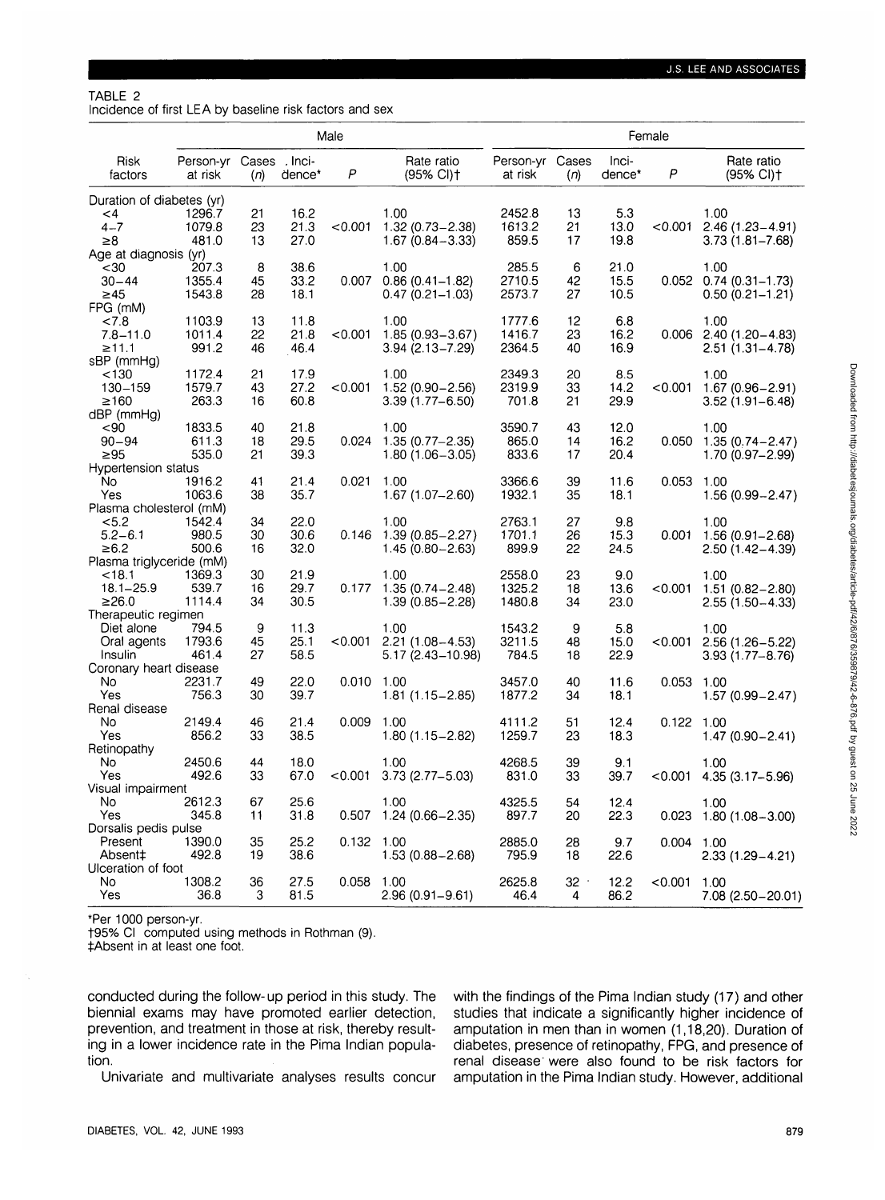TABLE 2
Incidence of first LEA by baseline risk factors and sex

| Risk factors | Male | | | | | Female | | | | |
|---|---|---|---|---|---|---|---|---|---|---|
| | Person-yr at risk | Cases (*n*) | Incidence* | *P* | Rate ratio (95% CI)† | Person-yr at risk | Cases (*n*) | Incidence* | *P* | Rate ratio (95% CI)† |
| Duration of diabetes (yr) | | | | | | | | | | |
| <4 | 1296.7 | 21 | 16.2 | | 1.00 | 2452.8 | 13 | 5.3 | | 1.00 |
| 4–7 | 1079.8 | 23 | 21.3 | <0.001 | 1.32 (0.73–2.38) | 1613.2 | 21 | 13.0 | <0.001 | 2.46 (1.23–4.91) |
| ≥8 | 481.0 | 13 | 27.0 | | 1.67 (0.84–3.33) | 859.5 | 17 | 19.8 | | 3.73 (1.81–7.68) |
| Age at diagnosis (yr) | | | | | | | | | | |
| <30 | 207.3 | 8 | 38.6 | | 1.00 | 285.5 | 6 | 21.0 | | 1.00 |
| 30–44 | 1355.4 | 45 | 33.2 | 0.007 | 0.86 (0.41–1.82) | 2710.5 | 42 | 15.5 | 0.052 | 0.74 (0.31–1.73) |
| ≥45 | 1543.8 | 28 | 18.1 | | 0.47 (0.21–1.03) | 2573.7 | 27 | 10.5 | | 0.50 (0.21–1.21) |
| FPG (mM) | | | | | | | | | | |
| <7.8 | 1103.9 | 13 | 11.8 | | 1.00 | 1777.6 | 12 | 6.8 | | 1.00 |
| 7.8–11.0 | 1011.4 | 22 | 21.8 | <0.001 | 1.85 (0.93–3.67) | 1416.7 | 23 | 16.2 | 0.006 | 2.40 (1.20–4.83) |
| ≥11.1 | 991.2 | 46 | 46.4 | | 3.94 (2.13–7.29) | 2364.5 | 40 | 16.9 | | 2.51 (1.31–4.78) |
| sBP (mmHg) | | | | | | | | | | |
| <130 | 1172.4 | 21 | 17.9 | | 1.00 | 2349.3 | 20 | 8.5 | | 1.00 |
| 130–159 | 1579.7 | 43 | 27.2 | <0.001 | 1.52 (0.90–2.56) | 2319.9 | 33 | 14.2 | <0.001 | 1.67 (0.96–2.91) |
| ≥160 | 263.3 | 16 | 60.8 | | 3.39 (1.77–6.50) | 701.8 | 21 | 29.9 | | 3.52 (1.91–6.48) |
| dBP (mmHg) | | | | | | | | | | |
| <90 | 1833.5 | 40 | 21.8 | | 1.00 | 3590.7 | 43 | 12.0 | | 1.00 |
| 90–94 | 611.3 | 18 | 29.5 | 0.024 | 1.35 (0.77–2.35) | 865.0 | 14 | 16.2 | 0.050 | 1.35 (0.74–2.47) |
| ≥95 | 535.0 | 21 | 39.3 | | 1.80 (1.06–3.05) | 833.6 | 17 | 20.4 | | 1.70 (0.97–2.99) |
| Hypertension status | | | | | | | | | | |
| No | 1916.2 | 41 | 21.4 | 0.021 | 1.00 | 3366.6 | 39 | 11.6 | 0.053 | 1.00 |
| Yes | 1063.6 | 38 | 35.7 | | 1.67 (1.07–2.60) | 1932.1 | 35 | 18.1 | | 1.56 (0.99–2.47) |
| Plasma cholesterol (mM) | | | | | | | | | | |
| <5.2 | 1542.4 | 34 | 22.0 | | 1.00 | 2763.1 | 27 | 9.8 | | 1.00 |
| 5.2–6.1 | 980.5 | 30 | 30.6 | 0.146 | 1.39 (0.85–2.27) | 1701.1 | 26 | 15.3 | 0.001 | 1.56 (0.91–2.68) |
| ≥6.2 | 500.6 | 16 | 32.0 | | 1.45 (0.80–2.63) | 899.9 | 22 | 24.5 | | 2.50 (1.42–4.39) |
| Plasma triglyceride (mM) | | | | | | | | | | |
| <18.1 | 1369.3 | 30 | 21.9 | | 1.00 | 2558.0 | 23 | 9.0 | | 1.00 |
| 18.1–25.9 | 539.7 | 16 | 29.7 | 0.177 | 1.35 (0.74–2.48) | 1325.2 | 18 | 13.6 | <0.001 | 1.51 (0.82–2.80) |
| ≥26.0 | 1114.4 | 34 | 30.5 | | 1.39 (0.85–2.28) | 1480.8 | 34 | 23.0 | | 2.55 (1.50–4.33) |
| Therapeutic regimen | | | | | | | | | | |
| Diet alone | 794.5 | 9 | 11.3 | | 1.00 | 1543.2 | 9 | 5.8 | | 1.00 |
| Oral agents | 1793.6 | 45 | 25.1 | <0.001 | 2.21 (1.08–4.53) | 3211.5 | 48 | 15.0 | <0.001 | 2.56 (1.26–5.22) |
| Insulin | 461.4 | 27 | 58.5 | | 5.17 (2.43–10.98) | 784.5 | 18 | 22.9 | | 3.93 (1.77–8.76) |
| Coronary heart disease | | | | | | | | | | |
| No | 2231.7 | 49 | 22.0 | 0.010 | 1.00 | 3457.0 | 40 | 11.6 | 0.053 | 1.00 |
| Yes | 756.3 | 30 | 39.7 | | 1.81 (1.15–2.85) | 1877.2 | 34 | 18.1 | | 1.57 (0.99–2.47) |
| Renal disease | | | | | | | | | | |
| No | 2149.4 | 46 | 21.4 | 0.009 | 1.00 | 4111.2 | 51 | 12.4 | 0.122 | 1.00 |
| Yes | 856.2 | 33 | 38.5 | | 1.80 (1.15–2.82) | 1259.7 | 23 | 18.3 | | 1.47 (0.90–2.41) |
| Retinopathy | | | | | | | | | | |
| No | 2450.6 | 44 | 18.0 | | 1.00 | 4268.5 | 39 | 9.1 | | 1.00 |
| Yes | 492.6 | 33 | 67.0 | <0.001 | 3.73 (2.77–5.03) | 831.0 | 33 | 39.7 | <0.001 | 4.35 (3.17–5.96) |
| Visual impairment | | | | | | | | | | |
| No | 2612.3 | 67 | 25.6 | | 1.00 | 4325.5 | 54 | 12.4 | | 1.00 |
| Yes | 345.8 | 11 | 31.8 | 0.507 | 1.24 (0.66–2.35) | 897.7 | 20 | 22.3 | 0.023 | 1.80 (1.08–3.00) |
| Dorsalis pedis pulse | | | | | | | | | | |
| Present | 1390.0 | 35 | 25.2 | 0.132 | 1.00 | 2885.0 | 28 | 9.7 | 0.004 | 1.00 |
| Absent‡ | 492.8 | 19 | 38.6 | | 1.53 (0.88–2.68) | 795.9 | 18 | 22.6 | | 2.33 (1.29–4.21) |
| Ulceration of foot | | | | | | | | | | |
| No | 1308.2 | 36 | 27.5 | 0.058 | 1.00 | 2625.8 | 32 | 12.2 | <0.001 | 1.00 |
| Yes | 36.8 | 3 | 81.5 | | 2.96 (0.91–9.61) | 46.4 | 4 | 86.2 | | 7.08 (2.50–20.01) |

*Per 1000 person-yr.
†95% CI computed using methods in Rothman (9).
‡Absent in at least one foot.

conducted during the follow-up period in this study. The biennial exams may have promoted earlier detection, prevention, and treatment in those at risk, thereby resulting in a lower incidence rate in the Pima Indian population.

Univariate and multivariate analyses results concur with the findings of the Pima Indian study (17) and other studies that indicate a significantly higher incidence of amputation in men than in women (1,18,20). Duration of diabetes, presence of retinopathy, FPG, and presence of renal disease were also found to be risk factors for amputation in the Pima Indian study. However, additional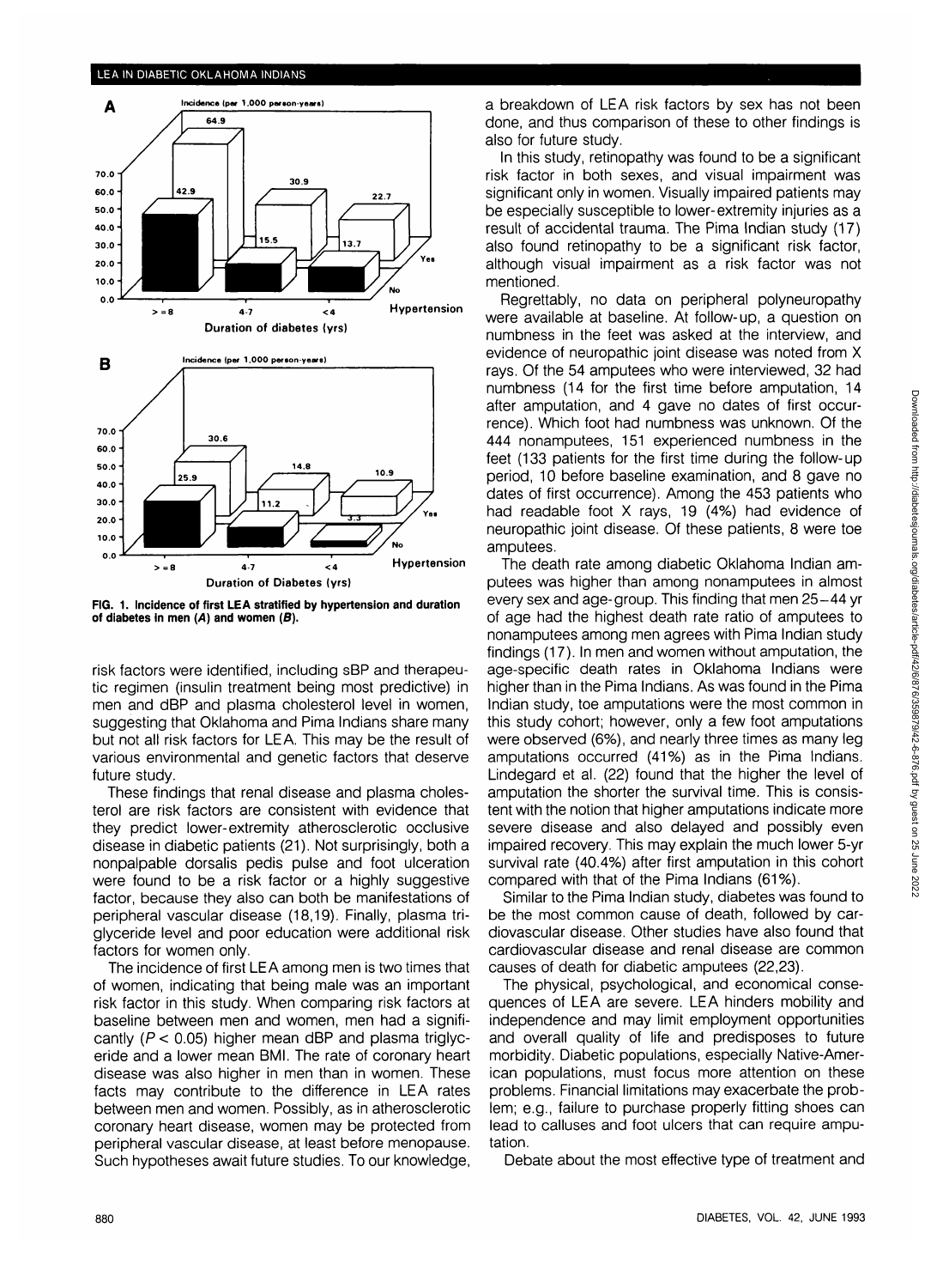A

Incidence (per 1,000 person-years)

64.9

42.9

30.9

15.5

22.7

13.7

70.0
60.0
50.0
40.0
30.0
20.0
10.0
0.0

> = 8 4-7 < 4

Duration of diabetes (yrs)

Yes
No
Hypertension

B

Incidence (per 1,000 person-years)

30.6

25.9

14.8

11.2

10.9

3.3

70.0
60.0
50.0
40.0
30.0
20.0
10.0
0.0

> = 8 4-7 < 4

Duration of Diabetes (yrs)

Yes
No
Hypertension

**FIG. 1. Incidence of first LEA stratified by hypertension and duration of diabetes in men (*A*) and women (*B*).**

risk factors were identified, including sBP and therapeutic regimen (insulin treatment being most predictive) in men and dBP and plasma cholesterol level in women, suggesting that Oklahoma and Pima Indians share many but not all risk factors for LEA. This may be the result of various environmental and genetic factors that deserve future study.

These findings that renal disease and plasma cholesterol are risk factors are consistent with evidence that they predict lower-extremity atherosclerotic occlusive disease in diabetic patients (21). Not surprisingly, both a nonpalpable dorsalis pedis pulse and foot ulceration were found to be a risk factor or a highly suggestive factor, because they also can both be manifestations of peripheral vascular disease (18,19). Finally, plasma triglyceride level and poor education were additional risk factors for women only.

The incidence of first LEA among men is two times that of women, indicating that being male was an important risk factor in this study. When comparing risk factors at baseline between men and women, men had a significantly ($P < 0.05$) higher mean dBP and plasma triglyceride and a lower mean BMI. The rate of coronary heart disease was also higher in men than in women. These facts may contribute to the difference in LEA rates between men and women. Possibly, as in atherosclerotic coronary heart disease, women may be protected from peripheral vascular disease, at least before menopause. Such hypotheses await future studies. To our knowledge, a breakdown of LEA risk factors by sex has not been done, and thus comparison of these to other findings is also for future study.

In this study, retinopathy was found to be a significant risk factor in both sexes, and visual impairment was significant only in women. Visually impaired patients may be especially susceptible to lower-extremity injuries as a result of accidental trauma. The Pima Indian study (17) also found retinopathy to be a significant risk factor, although visual impairment as a risk factor was not mentioned.

Regrettably, no data on peripheral polyneuropathy were available at baseline. At follow-up, a question on numbness in the feet was asked at the interview, and evidence of neuropathic joint disease was noted from X rays. Of the 54 amputees who were interviewed, 32 had numbness (14 for the first time before amputation, 14 after amputation, and 4 gave no dates of first occurrence). Which foot had numbness was unknown. Of the 444 nonamputees, 151 experienced numbness in the feet (133 patients for the first time during the follow-up period, 10 before baseline examination, and 8 gave no dates of first occurrence). Among the 453 patients who had readable foot X rays, 19 (4%) had evidence of neuropathic joint disease. Of these patients, 8 were toe amputees.

The death rate among diabetic Oklahoma Indian amputees was higher than among nonamputees in almost every sex and age-group. This finding that men 25–44 yr of age had the highest death rate ratio of amputees to nonamputees among men agrees with Pima Indian study findings (17). In men and women without amputation, the age-specific death rates in Oklahoma Indians were higher than in the Pima Indians. As was found in the Pima Indian study, toe amputations were the most common in this study cohort; however, only a few foot amputations were observed (6%), and nearly three times as many leg amputations occurred (41%) as in the Pima Indians. Lindegard et al. (22) found that the higher the level of amputation the shorter the survival time. This is consistent with the notion that higher amputations indicate more severe disease and also delayed and possibly even impaired recovery. This may explain the much lower 5-yr survival rate (40.4%) after first amputation in this cohort compared with that of the Pima Indians (61%).

Similar to the Pima Indian study, diabetes was found to be the most common cause of death, followed by cardiovascular disease. Other studies have also found that cardiovascular disease and renal disease are common causes of death for diabetic amputees (22,23).

The physical, psychological, and economical consequences of LEA are severe. LEA hinders mobility and independence and may limit employment opportunities and overall quality of life and predisposes to future morbidity. Diabetic populations, especially Native-American populations, must focus more attention on these problems. Financial limitations may exacerbate the problem; e.g., failure to purchase properly fitting shoes can lead to calluses and foot ulcers that can require amputation.

Debate about the most effective type of treatment and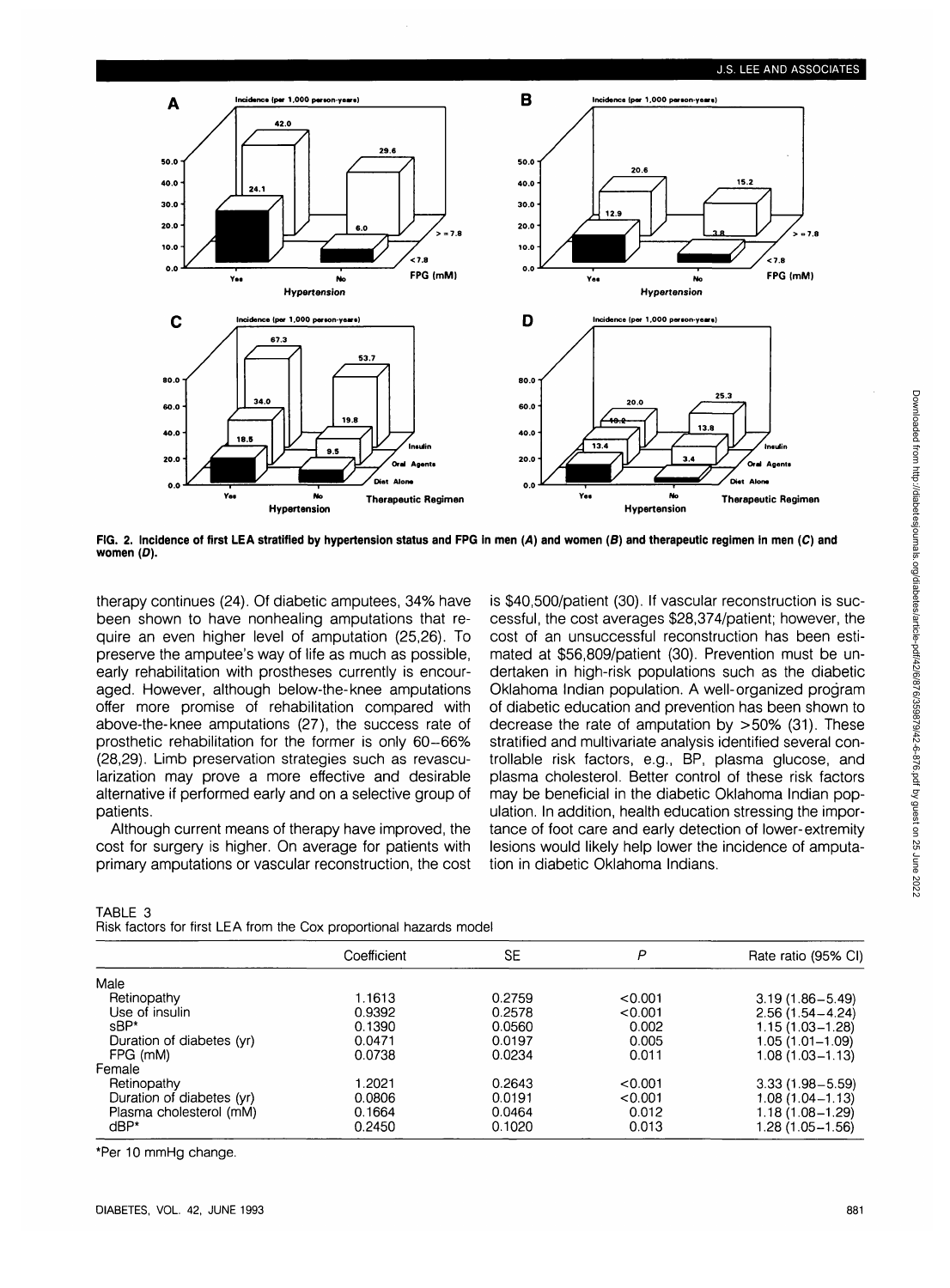FIG. 2. Incidence of first LEA stratified by hypertension status and FPG in men (*A*) and women (*B*) and therapeutic regimen in men (*C*) and women (*D*).

therapy continues (24). Of diabetic amputees, 34% have been shown to have nonhealing amputations that require an even higher level of amputation (25,26). To preserve the amputee's way of life as much as possible, early rehabilitation with prostheses currently is encouraged. However, although below-the-knee amputations offer more promise of rehabilitation compared with above-the-knee amputations (27), the success rate of prosthetic rehabilitation for the former is only 60–66% (28,29). Limb preservation strategies such as revascularization may prove a more effective and desirable alternative if performed early and on a selective group of patients.

Although current means of therapy have improved, the cost for surgery is higher. On average for patients with primary amputations or vascular reconstruction, the cost is $40,500/patient (30). If vascular reconstruction is successful, the cost averages $28,374/patient; however, the cost of an unsuccessful reconstruction has been estimated at $56,809/patient (30). Prevention must be undertaken in high-risk populations such as the diabetic Oklahoma Indian population. A well-organized program of diabetic education and prevention has been shown to decrease the rate of amputation by >50% (31). These stratified and multivariate analysis identified several controllable risk factors, e.g., BP, plasma glucose, and plasma cholesterol. Better control of these risk factors may be beneficial in the diabetic Oklahoma Indian population. In addition, health education stressing the importance of foot care and early detection of lower-extremity lesions would likely help lower the incidence of amputation in diabetic Oklahoma Indians.

TABLE 3
Risk factors for first LEA from the Cox proportional hazards model

| | Coefficient | SE | *P* | Rate ratio (95% CI) |
|---|---|---|---|---|
| Male | | | | |
| Retinopathy | 1.1613 | 0.2759 | <0.001 | 3.19 (1.86–5.49) |
| Use of insulin | 0.9392 | 0.2578 | <0.001 | 2.56 (1.54–4.24) |
| sBP* | 0.1390 | 0.0560 | 0.002 | 1.15 (1.03–1.28) |
| Duration of diabetes (yr) | 0.0471 | 0.0197 | 0.005 | 1.05 (1.01–1.09) |
| FPG (mM) | 0.0738 | 0.0234 | 0.011 | 1.08 (1.03–1.13) |
| Female | | | | |
| Retinopathy | 1.2021 | 0.2643 | <0.001 | 3.33 (1.98–5.59) |
| Duration of diabetes (yr) | 0.0806 | 0.0191 | <0.001 | 1.08 (1.04–1.13) |
| Plasma cholesterol (mM) | 0.1664 | 0.0464 | 0.012 | 1.18 (1.08–1.29) |
| dBP* | 0.2450 | 0.1020 | 0.013 | 1.28 (1.05–1.56) |

*Per 10 mmHg change.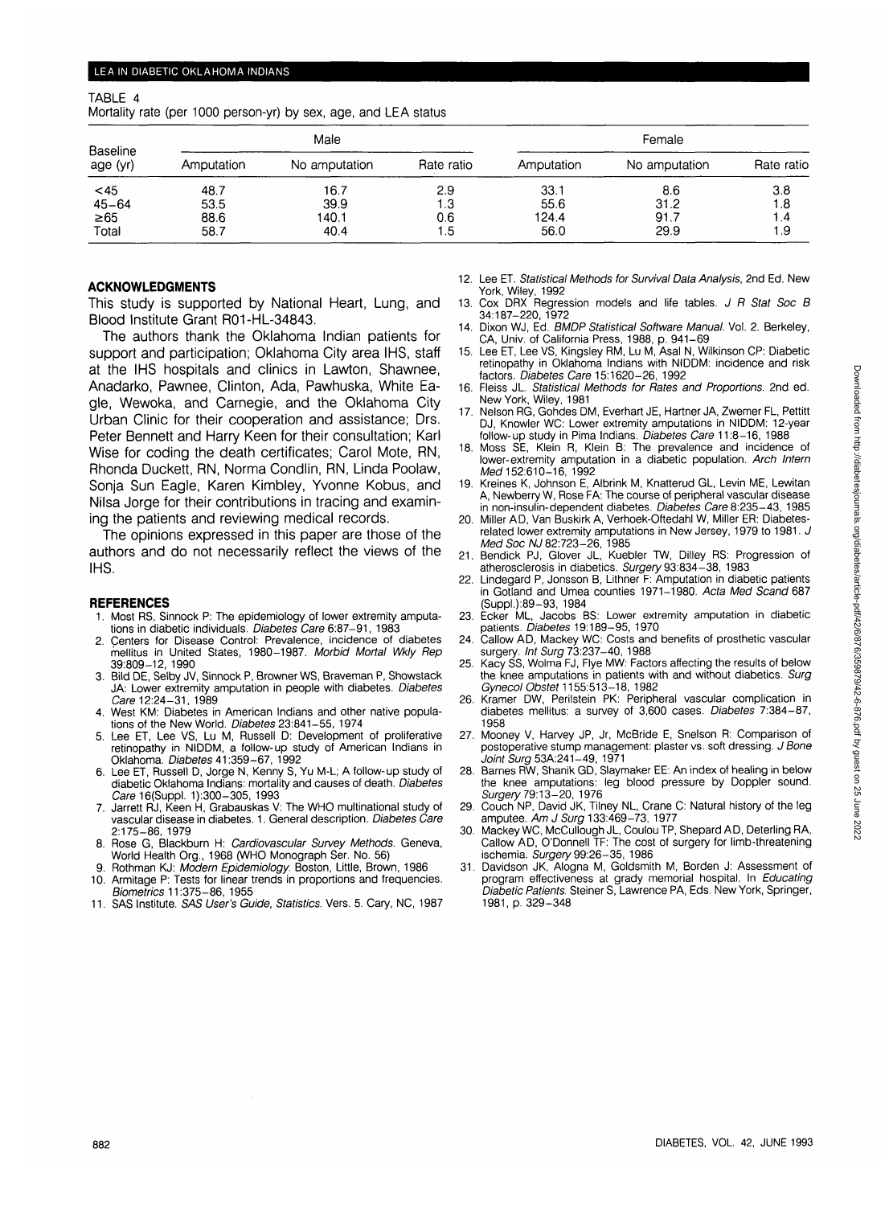TABLE 4
Mortality rate (per 1000 person-yr) by sex, age, and LEA status

| Baseline age (yr) | Male | | | Female | | |
|---|---|---|---|---|---|---|
| | Amputation | No amputation | Rate ratio | Amputation | No amputation | Rate ratio |
| <45 | 48.7 | 16.7 | 2.9 | 33.1 | 8.6 | 3.8 |
| 45–64 | 53.5 | 39.9 | 1.3 | 55.6 | 31.2 | 1.8 |
| ≥65 | 88.6 | 140.1 | 0.6 | 124.4 | 91.7 | 1.4 |
| Total | 58.7 | 40.4 | 1.5 | 56.0 | 29.9 | 1.9 |

## ACKNOWLEDGMENTS

This study is supported by National Heart, Lung, and Blood Institute Grant R01-HL-34843.

The authors thank the Oklahoma Indian patients for support and participation; Oklahoma City area IHS, staff at the IHS hospitals and clinics in Lawton, Shawnee, Anadarko, Pawnee, Clinton, Ada, Pawhuska, White Eagle, Wewoka, and Carnegie, and the Oklahoma City Urban Clinic for their cooperation and assistance; Drs. Peter Bennett and Harry Keen for their consultation; Karl Wise for coding the death certificates; Carol Mote, RN, Rhonda Duckett, RN, Norma Condlin, RN, Linda Poolaw, Sonja Sun Eagle, Karen Kimbley, Yvonne Kobus, and Nilsa Jorge for their contributions in tracing and examining the patients and reviewing medical records.

The opinions expressed in this paper are those of the authors and do not necessarily reflect the views of the IHS.

## REFERENCES

1. Most RS, Sinnock P: The epidemiology of lower extremity amputations in diabetic individuals. *Diabetes Care* 6:87–91, 1983
2. Centers for Disease Control: Prevalence, incidence of diabetes mellitus in United States, 1980–1987. *Morbid Mortal Wkly Rep* 39:809–12, 1990
3. Bild DE, Selby JV, Sinnock P, Browner WS, Braveman P, Showstack JA: Lower extremity amputation in people with diabetes. *Diabetes Care* 12:24–31, 1989
4. West KM: Diabetes in American Indians and other native populations of the New World. *Diabetes* 23:841–55, 1974
5. Lee ET, Lee VS, Lu M, Russell D: Development of proliferative retinopathy in NIDDM, a follow-up study of American Indians in Oklahoma. *Diabetes* 41:359–67, 1992
6. Lee ET, Russell D, Jorge N, Kenny S, Yu M-L; A follow-up study of diabetic Oklahoma Indians: mortality and causes of death. *Diabetes Care* 16(Suppl. 1):300–305, 1993
7. Jarrett RJ, Keen H, Grabauskas V: The WHO multinational study of vascular disease in diabetes. 1. General description. *Diabetes Care* 2:175–86, 1979
8. Rose G, Blackburn H: *Cardiovascular Survey Methods*. Geneva, World Health Org., 1968 (WHO Monograph Ser. No. 56)
9. Rothman KJ: *Modern Epidemiology*. Boston, Little, Brown, 1986
10. Armitage P: Tests for linear trends in proportions and frequencies. *Biometrics* 11:375–86, 1955
11. SAS Institute. *SAS User's Guide, Statistics*. Vers. 5. Cary, NC, 1987
12. Lee ET. *Statistical Methods for Survival Data Analysis*, 2nd Ed. New York, Wiley, 1992
13. Cox DRX Regression models and life tables. *J R Stat Soc B* 34:187–220, 1972
14. Dixon WJ, Ed. *BMDP Statistical Software Manual*. Vol. 2. Berkeley, CA, Univ. of California Press, 1988, p. 941–69
15. Lee ET, Lee VS, Kingsley RM, Lu M, Asal N, Wilkinson CP: Diabetic retinopathy in Oklahoma Indians with NIDDM: incidence and risk factors. *Diabetes Care* 15:1620–26, 1992
16. Fleiss JL. *Statistical Methods for Rates and Proportions*. 2nd ed. New York, Wiley, 1981
17. Nelson RG, Gohdes DM, Everhart JE, Hartner JA, Zwemer FL, Pettitt DJ, Knowler WC: Lower extremity amputations in NIDDM: 12-year follow-up study in Pima Indians. *Diabetes Care* 11:8–16, 1988
18. Moss SE, Klein R, Klein B: The prevalence and incidence of lower-extremity amputation in a diabetic population. *Arch Intern Med* 152:610–16, 1992
19. Kreines K, Johnson E, Albrink M, Knatterud GL, Levin ME, Lewitan A, Newberry W, Rose FA: The course of peripheral vascular disease in non-insulin-dependent diabetes. *Diabetes Care* 8:235–43, 1985
20. Miller AD, Van Buskirk A, Verhoek-Oftedahl W, Miller ER: Diabetes-related lower extremity amputations in New Jersey, 1979 to 1981. *J Med Soc NJ* 82:723–26, 1985
21. Bendick PJ, Glover JL, Kuebler TW, Dilley RS: Progression of atherosclerosis in diabetics. *Surgery* 93:834–38, 1983
22. Lindegard P, Jonsson B, Lithner F: Amputation in diabetic patients in Gotland and Umea counties 1971–1980. *Acta Med Scand* 687 (Suppl.):89–93, 1984
23. Ecker ML, Jacobs BS: Lower extremity amputation in diabetic patients. *Diabetes* 19:189–95, 1970
24. Callow AD, Mackey WC: Costs and benefits of prosthetic vascular surgery. *Int Surg* 73:237–40, 1988
25. Kacy SS, Wolma FJ, Flye MW: Factors affecting the results of below the knee amputations in patients with and without diabetics. *Surg Gynecol Obstet* 1155:513–18, 1982
26. Kramer DW, Perilstein PK: Peripheral vascular complication in diabetes mellitus: a survey of 3,600 cases. *Diabetes* 7:384–87, 1958
27. Mooney V, Harvey JP, Jr, McBride E, Snelson R: Comparison of postoperative stump management: plaster vs. soft dressing. *J Bone Joint Surg* 53A:241–49, 1971
28. Barnes RW, Shanik GD, Slaymaker EE: An index of healing in below the knee amputations: leg blood pressure by Doppler sound. *Surgery* 79:13–20, 1976
29. Couch NP, David JK, Tilney NL, Crane C: Natural history of the leg amputee. *Am J Surg* 133:469–73, 1977
30. Mackey WC, McCullough JL, Coulou TP, Shepard AD, Deterling RA, Callow AD, O'Donnell TF: The cost of surgery for limb-threatening ischemia. *Surgery* 99:26–35, 1986
31. Davidson JK, Alogna M, Goldsmith M, Borden J: Assessment of program effectiveness at grady memorial hospital. In *Educating Diabetic Patients*. Steiner S, Lawrence PA, Eds. New York, Springer, 1981, p. 329–348